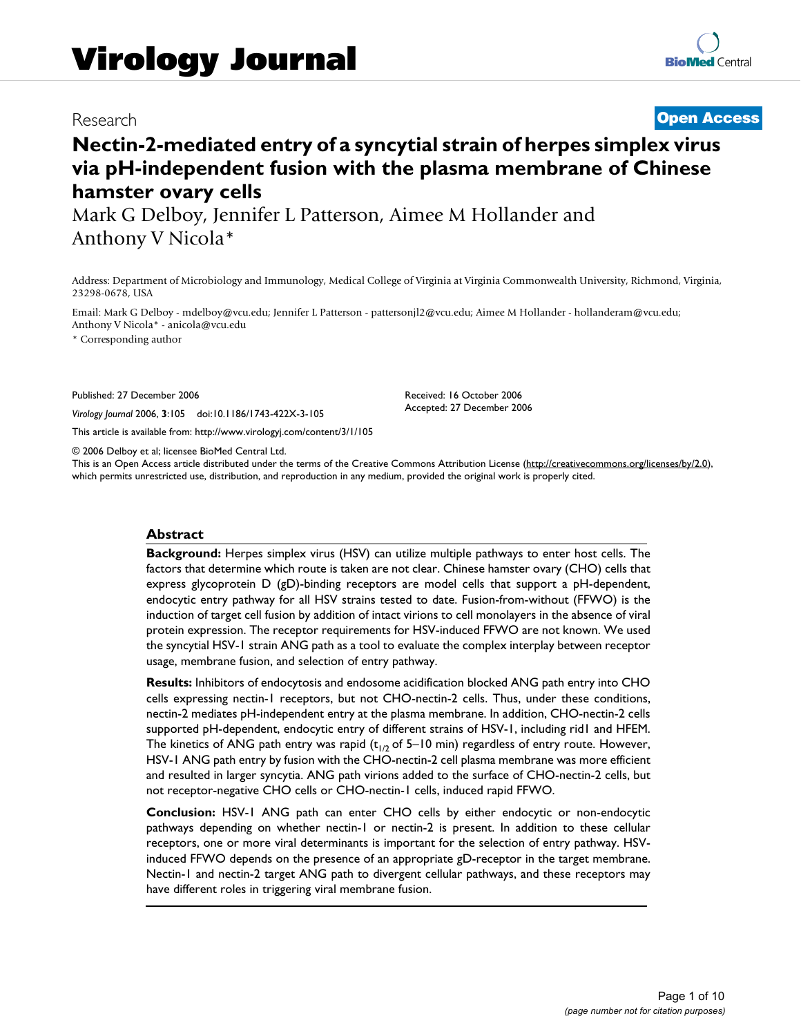# Virology Journal

Research **Open Access**

# Nectin-2-mediated entry of a syncytial strain of herpes simplex virus via pH-independent fusion with the plasma membrane of Chinese hamster ovary cells

Mark G Delboy, Jennifer L Patterson, Aimee M Hollander and Anthony V Nicola*

Address: Department of Microbiology and Immunology, Medical College of Virginia at Virginia Commonwealth University, Richmond, Virginia, 23298-0678, USA

Email: Mark G Delboy - mdelboy@vcu.edu; Jennifer L Patterson - pattersonjl2@vcu.edu; Aimee M Hollander - hollanderam@vcu.edu; Anthony V Nicola* - anicola@vcu.edu

* Corresponding author

Published: 27 December 2006

*Virology Journal* 2006, **3**:105 doi:10.1186/1743-422X-3-105

Received: 16 October 2006
Accepted: 27 December 2006

This article is available from: http://www.virologyj.com/content/3/1/105

© 2006 Delboy et al; licensee BioMed Central Ltd.

This is an Open Access article distributed under the terms of the Creative Commons Attribution License (http://creativecommons.org/licenses/by/2.0), which permits unrestricted use, distribution, and reproduction in any medium, provided the original work is properly cited.

## Abstract

**Background:** Herpes simplex virus (HSV) can utilize multiple pathways to enter host cells. The factors that determine which route is taken are not clear. Chinese hamster ovary (CHO) cells that express glycoprotein D (gD)-binding receptors are model cells that support a pH-dependent, endocytic entry pathway for all HSV strains tested to date. Fusion-from-without (FFWO) is the induction of target cell fusion by addition of intact virions to cell monolayers in the absence of viral protein expression. The receptor requirements for HSV-induced FFWO are not known. We used the syncytial HSV-1 strain ANG path as a tool to evaluate the complex interplay between receptor usage, membrane fusion, and selection of entry pathway.

**Results:** Inhibitors of endocytosis and endosome acidification blocked ANG path entry into CHO cells expressing nectin-1 receptors, but not CHO-nectin-2 cells. Thus, under these conditions, nectin-2 mediates pH-independent entry at the plasma membrane. In addition, CHO-nectin-2 cells supported pH-dependent, endocytic entry of different strains of HSV-1, including rid1 and HFEM. The kinetics of ANG path entry was rapid ($t_{1/2}$ of 5–10 min) regardless of entry route. However, HSV-1 ANG path entry by fusion with the CHO-nectin-2 cell plasma membrane was more efficient and resulted in larger syncytia. ANG path virions added to the surface of CHO-nectin-2 cells, but not receptor-negative CHO cells or CHO-nectin-1 cells, induced rapid FFWO.

**Conclusion:** HSV-1 ANG path can enter CHO cells by either endocytic or non-endocytic pathways depending on whether nectin-1 or nectin-2 is present. In addition to these cellular receptors, one or more viral determinants is important for the selection of entry pathway. HSV-induced FFWO depends on the presence of an appropriate gD-receptor in the target membrane. Nectin-1 and nectin-2 target ANG path to divergent cellular pathways, and these receptors may have different roles in triggering viral membrane fusion.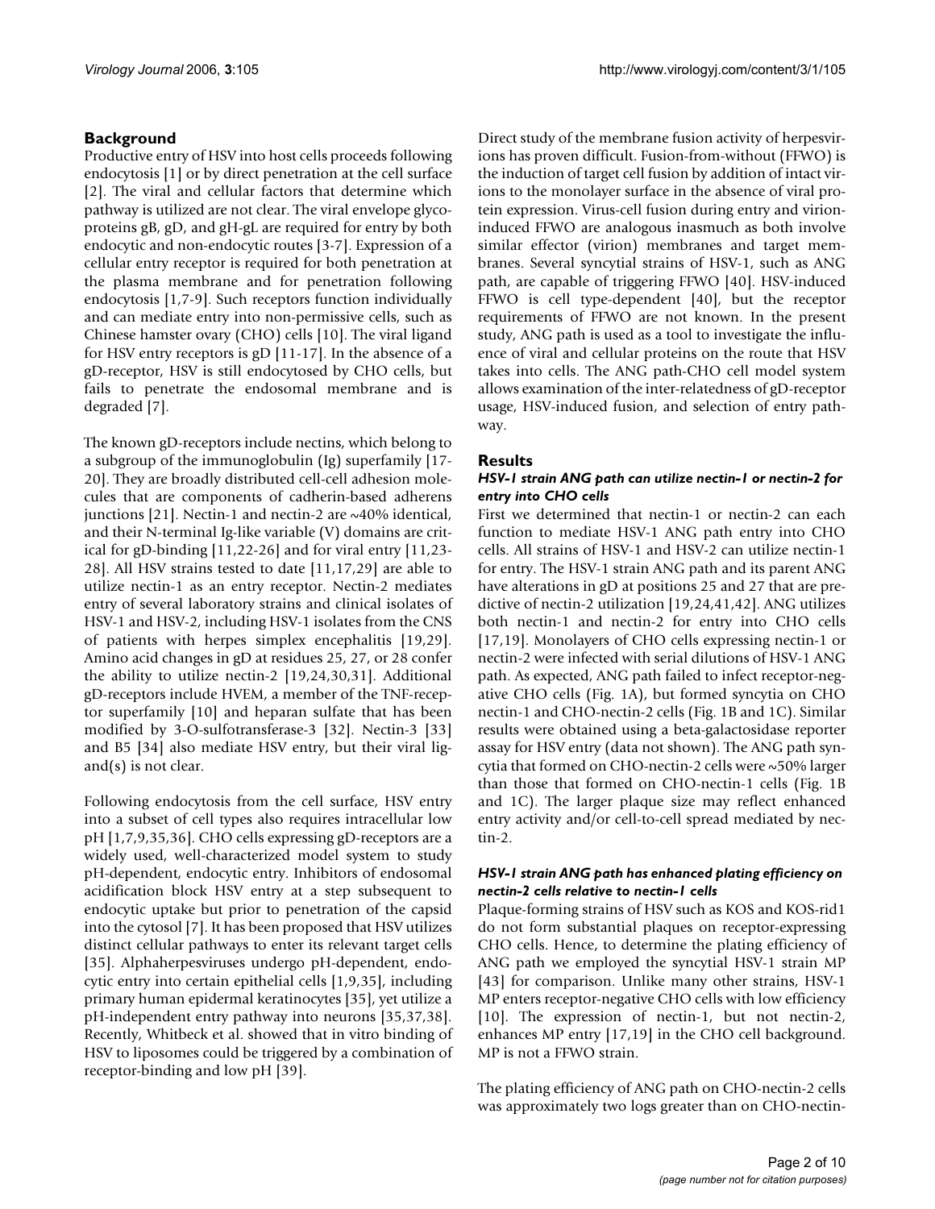## Background

Productive entry of HSV into host cells proceeds following endocytosis [1] or by direct penetration at the cell surface [2]. The viral and cellular factors that determine which pathway is utilized are not clear. The viral envelope glycoproteins gB, gD, and gH-gL are required for entry by both endocytic and non-endocytic routes [3-7]. Expression of a cellular entry receptor is required for both penetration at the plasma membrane and for penetration following endocytosis [1,7-9]. Such receptors function individually and can mediate entry into non-permissive cells, such as Chinese hamster ovary (CHO) cells [10]. The viral ligand for HSV entry receptors is gD [11-17]. In the absence of a gD-receptor, HSV is still endocytosed by CHO cells, but fails to penetrate the endosomal membrane and is degraded [7].

The known gD-receptors include nectins, which belong to a subgroup of the immunoglobulin (Ig) superfamily [17-20]. They are broadly distributed cell-cell adhesion molecules that are components of cadherin-based adherens junctions [21]. Nectin-1 and nectin-2 are ~40% identical, and their N-terminal Ig-like variable (V) domains are critical for gD-binding [11,22-26] and for viral entry [11,23-28]. All HSV strains tested to date [11,17,29] are able to utilize nectin-1 as an entry receptor. Nectin-2 mediates entry of several laboratory strains and clinical isolates of HSV-1 and HSV-2, including HSV-1 isolates from the CNS of patients with herpes simplex encephalitis [19,29]. Amino acid changes in gD at residues 25, 27, or 28 confer the ability to utilize nectin-2 [19,24,30,31]. Additional gD-receptors include HVEM, a member of the TNF-receptor superfamily [10] and heparan sulfate that has been modified by 3-O-sulfotransferase-3 [32]. Nectin-3 [33] and B5 [34] also mediate HSV entry, but their viral ligand(s) is not clear.

Following endocytosis from the cell surface, HSV entry into a subset of cell types also requires intracellular low pH [1,7,9,35,36]. CHO cells expressing gD-receptors are a widely used, well-characterized model system to study pH-dependent, endocytic entry. Inhibitors of endosomal acidification block HSV entry at a step subsequent to endocytic uptake but prior to penetration of the capsid into the cytosol [7]. It has been proposed that HSV utilizes distinct cellular pathways to enter its relevant target cells [35]. Alphaherpesviruses undergo pH-dependent, endocytic entry into certain epithelial cells [1,9,35], including primary human epidermal keratinocytes [35], yet utilize a pH-independent entry pathway into neurons [35,37,38]. Recently, Whitbeck et al. showed that in vitro binding of HSV to liposomes could be triggered by a combination of receptor-binding and low pH [39].

Direct study of the membrane fusion activity of herpesvirions has proven difficult. Fusion-from-without (FFWO) is the induction of target cell fusion by addition of intact virions to the monolayer surface in the absence of viral protein expression. Virus-cell fusion during entry and virion-induced FFWO are analogous inasmuch as both involve similar effector (virion) membranes and target membranes. Several syncytial strains of HSV-1, such as ANG path, are capable of triggering FFWO [40]. HSV-induced FFWO is cell type-dependent [40], but the receptor requirements of FFWO are not known. In the present study, ANG path is used as a tool to investigate the influence of viral and cellular proteins on the route that HSV takes into cells. The ANG path-CHO cell model system allows examination of the inter-relatedness of gD-receptor usage, HSV-induced fusion, and selection of entry pathway.

## Results

### *HSV-1 strain ANG path can utilize nectin-1 or nectin-2 for entry into CHO cells*

First we determined that nectin-1 or nectin-2 can each function to mediate HSV-1 ANG path entry into CHO cells. All strains of HSV-1 and HSV-2 can utilize nectin-1 for entry. The HSV-1 strain ANG path and its parent ANG have alterations in gD at positions 25 and 27 that are predictive of nectin-2 utilization [19,24,41,42]. ANG utilizes both nectin-1 and nectin-2 for entry into CHO cells [17,19]. Monolayers of CHO cells expressing nectin-1 or nectin-2 were infected with serial dilutions of HSV-1 ANG path. As expected, ANG path failed to infect receptor-negative CHO cells (Fig. 1A), but formed syncytia on CHO nectin-1 and CHO-nectin-2 cells (Fig. 1B and 1C). Similar results were obtained using a beta-galactosidase reporter assay for HSV entry (data not shown). The ANG path syncytia that formed on CHO-nectin-2 cells were ~50% larger than those that formed on CHO-nectin-1 cells (Fig. 1B and 1C). The larger plaque size may reflect enhanced entry activity and/or cell-to-cell spread mediated by nectin-2.

### *HSV-1 strain ANG path has enhanced plating efficiency on nectin-2 cells relative to nectin-1 cells*

Plaque-forming strains of HSV such as KOS and KOS-rid1 do not form substantial plaques on receptor-expressing CHO cells. Hence, to determine the plating efficiency of ANG path we employed the syncytial HSV-1 strain MP [43] for comparison. Unlike many other strains, HSV-1 MP enters receptor-negative CHO cells with low efficiency [10]. The expression of nectin-1, but not nectin-2, enhances MP entry [17,19] in the CHO cell background. MP is not a FFWO strain.

The plating efficiency of ANG path on CHO-nectin-2 cells was approximately two logs greater than on CHO-nectin-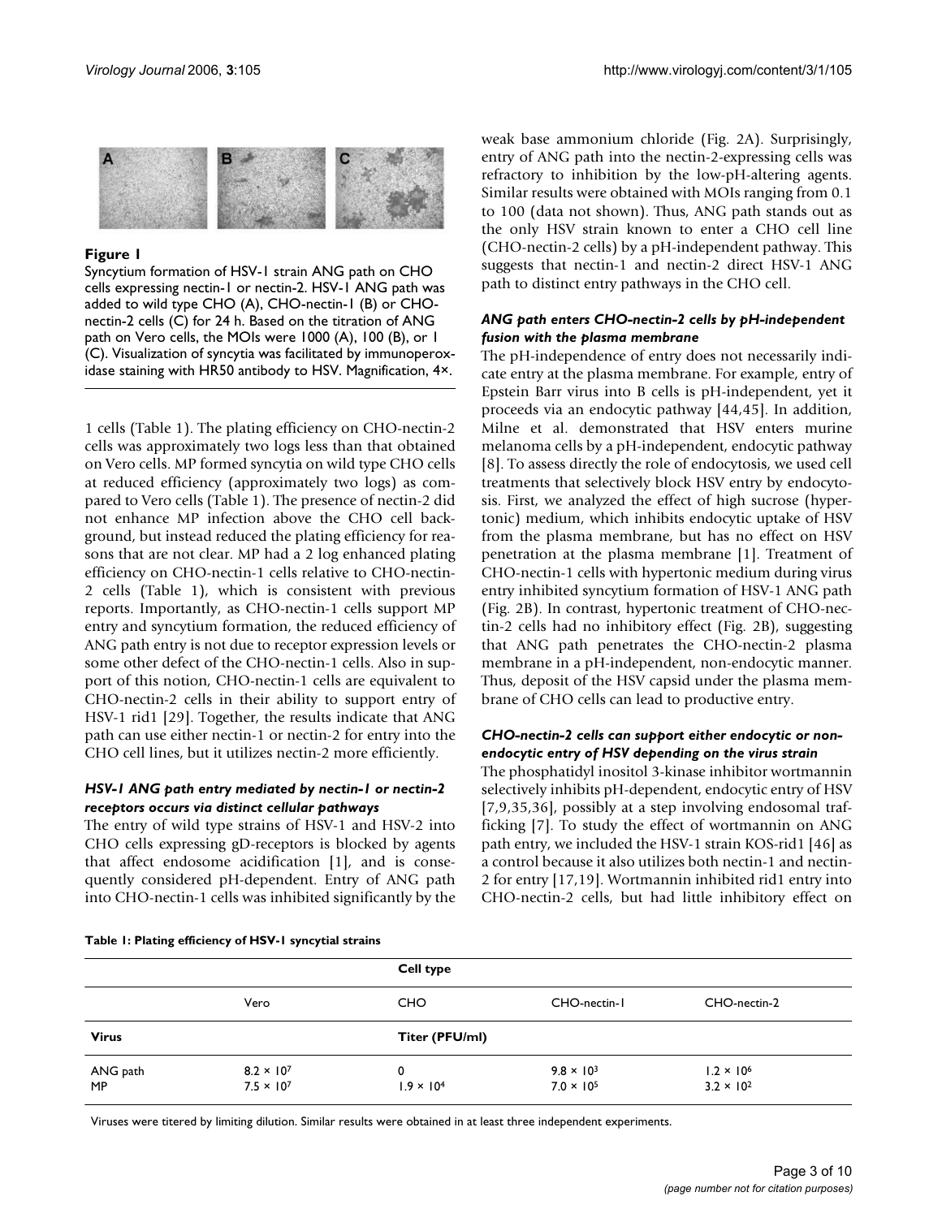**Figure 1**

Syncytium formation of HSV-1 strain ANG path on CHO cells expressing nectin-1 or nectin-2. HSV-1 ANG path was added to wild type CHO (A), CHO-nectin-1 (B) or CHO-nectin-2 cells (C) for 24 h. Based on the titration of ANG path on Vero cells, the MOIs were 1000 (A), 100 (B), or 1 (C). Visualization of syncytia was facilitated by immunoperoxidase staining with HR50 antibody to HSV. Magnification, 4×.

1 cells (Table 1). The plating efficiency on CHO-nectin-2 cells was approximately two logs less than that obtained on Vero cells. MP formed syncytia on wild type CHO cells at reduced efficiency (approximately two logs) as compared to Vero cells (Table 1). The presence of nectin-2 did not enhance MP infection above the CHO cell background, but instead reduced the plating efficiency for reasons that are not clear. MP had a 2 log enhanced plating efficiency on CHO-nectin-1 cells relative to CHO-nectin-2 cells (Table 1), which is consistent with previous reports. Importantly, as CHO-nectin-1 cells support MP entry and syncytium formation, the reduced efficiency of ANG path entry is not due to receptor expression levels or some other defect of the CHO-nectin-1 cells. Also in support of this notion, CHO-nectin-1 cells are equivalent to CHO-nectin-2 cells in their ability to support entry of HSV-1 rid1 [29]. Together, the results indicate that ANG path can use either nectin-1 or nectin-2 for entry into the CHO cell lines, but it utilizes nectin-2 more efficiently.

### *HSV-1 ANG path entry mediated by nectin-1 or nectin-2 receptors occurs via distinct cellular pathways*

The entry of wild type strains of HSV-1 and HSV-2 into CHO cells expressing gD-receptors is blocked by agents that affect endosome acidification [1], and is consequently considered pH-dependent. Entry of ANG path into CHO-nectin-1 cells was inhibited significantly by the weak base ammonium chloride (Fig. 2A). Surprisingly, entry of ANG path into the nectin-2-expressing cells was refractory to inhibition by the low-pH-altering agents. Similar results were obtained with MOIs ranging from 0.1 to 100 (data not shown). Thus, ANG path stands out as the only HSV strain known to enter a CHO cell line (CHO-nectin-2 cells) by a pH-independent pathway. This suggests that nectin-1 and nectin-2 direct HSV-1 ANG path to distinct entry pathways in the CHO cell.

### *ANG path enters CHO-nectin-2 cells by pH-independent fusion with the plasma membrane*

The pH-independence of entry does not necessarily indicate entry at the plasma membrane. For example, entry of Epstein Barr virus into B cells is pH-independent, yet it proceeds via an endocytic pathway [44,45]. In addition, Milne et al. demonstrated that HSV enters murine melanoma cells by a pH-independent, endocytic pathway [8]. To assess directly the role of endocytosis, we used cell treatments that selectively block HSV entry by endocytosis. First, we analyzed the effect of high sucrose (hypertonic) medium, which inhibits endocytic uptake of HSV from the plasma membrane, but has no effect on HSV penetration at the plasma membrane [1]. Treatment of CHO-nectin-1 cells with hypertonic medium during virus entry inhibited syncytium formation of HSV-1 ANG path (Fig. 2B). In contrast, hypertonic treatment of CHO-nectin-2 cells had no inhibitory effect (Fig. 2B), suggesting that ANG path penetrates the CHO-nectin-2 plasma membrane in a pH-independent, non-endocytic manner. Thus, deposit of the HSV capsid under the plasma membrane of CHO cells can lead to productive entry.

### *CHO-nectin-2 cells can support either endocytic or non-endocytic entry of HSV depending on the virus strain*

The phosphatidyl inositol 3-kinase inhibitor wortmannin selectively inhibits pH-dependent, endocytic entry of HSV [7,9,35,36], possibly at a step involving endosomal trafficking [7]. To study the effect of wortmannin on ANG path entry, we included the HSV-1 strain KOS-rid1 [46] as a control because it also utilizes both nectin-1 and nectin-2 for entry [17,19]. Wortmannin inhibited rid1 entry into CHO-nectin-2 cells, but had little inhibitory effect on

**Table 1: Plating efficiency of HSV-1 syncytial strains**

| | Cell type | | | |
|---|---|---|---|---|
| | Vero | CHO | CHO-nectin-1 | CHO-nectin-2 |
| **Virus** | Titer (PFU/ml) | | | |
| ANG path | $8.2 \times 10^7$ | 0 | $9.8 \times 10^3$ | $1.2 \times 10^6$ |
| MP | $7.5 \times 10^7$ | $1.9 \times 10^4$ | $7.0 \times 10^5$ | $3.2 \times 10^2$ |

Viruses were titered by limiting dilution. Similar results were obtained in at least three independent experiments.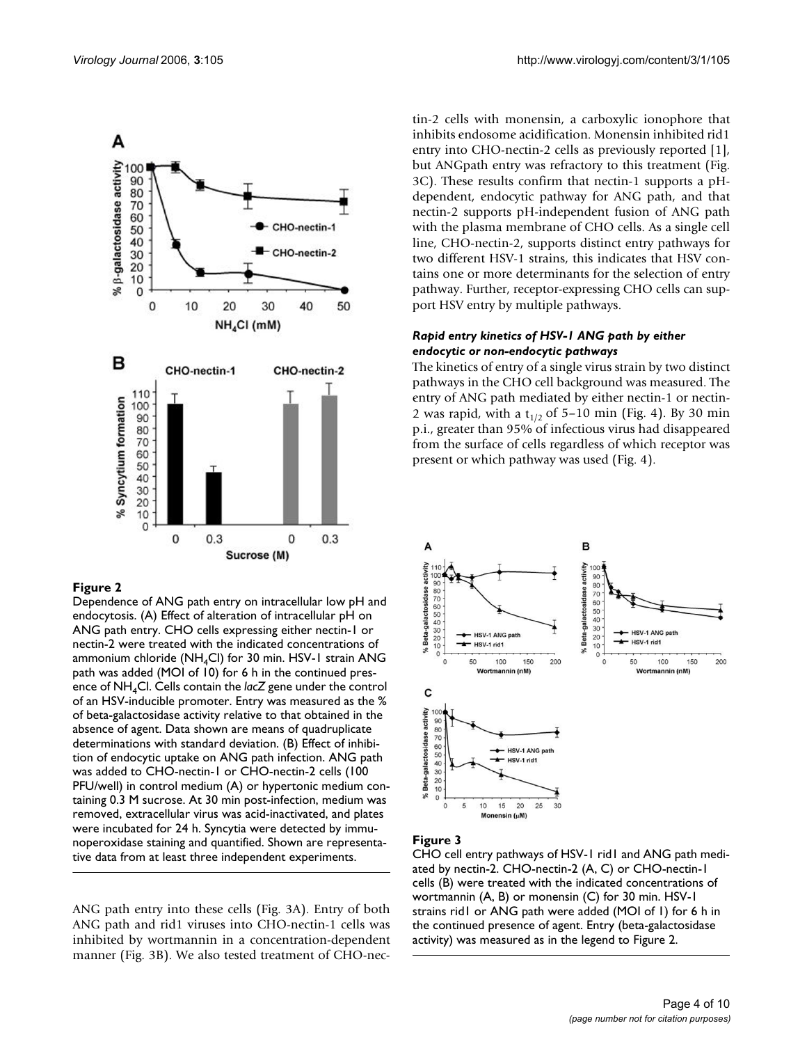**Figure 2**

Dependence of ANG path entry on intracellular low pH and endocytosis. (A) Effect of alteration of intracellular pH on ANG path entry. CHO cells expressing either nectin-1 or nectin-2 were treated with the indicated concentrations of ammonium chloride ($NH_4Cl$) for 30 min. HSV-1 strain ANG path was added (MOI of 10) for 6 h in the continued presence of $NH_4Cl$. Cells contain the *lacZ* gene under the control of an HSV-inducible promoter. Entry was measured as the % of beta-galactosidase activity relative to that obtained in the absence of agent. Data shown are means of quadruplicate determinations with standard deviation. (B) Effect of inhibition of endocytic uptake on ANG path infection. ANG path was added to CHO-nectin-1 or CHO-nectin-2 cells (100 PFU/well) in control medium (A) or hypertonic medium containing 0.3 M sucrose. At 30 min post-infection, medium was removed, extracellular virus was acid-inactivated, and plates were incubated for 24 h. Syncytia were detected by immunoperoxidase staining and quantified. Shown are representative data from at least three independent experiments.

ANG path entry into these cells (Fig. 3A). Entry of both ANG path and rid1 viruses into CHO-nectin-1 cells was inhibited by wortmannin in a concentration-dependent manner (Fig. 3B). We also tested treatment of CHO-nectin-2 cells with monensin, a carboxylic ionophore that inhibits endosome acidification. Monensin inhibited rid1 entry into CHO-nectin-2 cells as previously reported [1], but ANGpath entry was refractory to this treatment (Fig. 3C). These results confirm that nectin-1 supports a pH-dependent, endocytic pathway for ANG path, and that nectin-2 supports pH-independent fusion of ANG path with the plasma membrane of CHO cells. As a single cell line, CHO-nectin-2, supports distinct entry pathways for two different HSV-1 strains, this indicates that HSV contains one or more determinants for the selection of entry pathway. Further, receptor-expressing CHO cells can support HSV entry by multiple pathways.

### *Rapid entry kinetics of HSV-1 ANG path by either endocytic or non-endocytic pathways*

The kinetics of entry of a single virus strain by two distinct pathways in the CHO cell background was measured. The entry of ANG path mediated by either nectin-1 or nectin-2 was rapid, with a $t_{1/2}$ of 5–10 min (Fig. 4). By 30 min p.i., greater than 95% of infectious virus had disappeared from the surface of cells regardless of which receptor was present or which pathway was used (Fig. 4).

**Figure 3**

CHO cell entry pathways of HSV-1 rid1 and ANG path mediated by nectin-2. CHO-nectin-2 (A, C) or CHO-nectin-1 cells (B) were treated with the indicated concentrations of wortmannin (A, B) or monensin (C) for 30 min. HSV-1 strains rid1 or ANG path were added (MOI of 1) for 6 h in the continued presence of agent. Entry (beta-galactosidase activity) was measured as in the legend to Figure 2.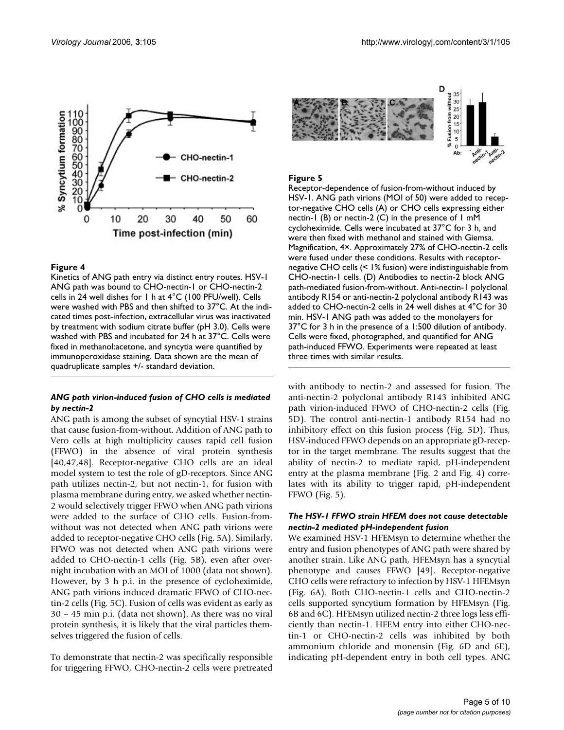**Figure 4**

Kinetics of ANG path entry via distinct entry routes. HSV-1 ANG path was bound to CHO-nectin-1 or CHO-nectin-2 cells in 24 well dishes for 1 h at 4°C (100 PFU/well). Cells were washed with PBS and then shifted to 37°C. At the indicated times post-infection, extracellular virus was inactivated by treatment with sodium citrate buffer (pH 3.0). Cells were washed with PBS and incubated for 24 h at 37°C. Cells were fixed in methanol:acetone, and syncytia were quantified by immunoperoxidase staining. Data shown are the mean of quadruplicate samples +/- standard deviation.

**Figure 5**

Receptor-dependence of fusion-from-without induced by HSV-1. ANG path virions (MOI of 50) were added to receptor-negative CHO cells (A) or CHO cells expressing either nectin-1 (B) or nectin-2 (C) in the presence of 1 mM cycloheximide. Cells were incubated at 37°C for 3 h, and were then fixed with methanol and stained with Giemsa. Magnification, 4×. Approximately 27% of CHO-nectin-2 cells were fused under these conditions. Results with receptor-negative CHO cells (< 1% fusion) were indistinguishable from CHO-nectin-1 cells. (D) Antibodies to nectin-2 block ANG path-mediated fusion-from-without. Anti-nectin-1 polyclonal antibody R154 or anti-nectin-2 polyclonal antibody R143 was added to CHO-nectin-2 cells in 24 well dishes at 4°C for 30 min. HSV-1 ANG path was added to the monolayers for 37°C for 3 h in the presence of a 1:500 dilution of antibody. Cells were fixed, photographed, and quantified for ANG path-induced FFWO. Experiments were repeated at least three times with similar results.

### *ANG path virion-induced fusion of CHO cells is mediated by nectin-2*

ANG path is among the subset of syncytial HSV-1 strains that cause fusion-from-without. Addition of ANG path to Vero cells at high multiplicity causes rapid cell fusion (FFWO) in the absence of viral protein synthesis [40,47,48]. Receptor-negative CHO cells are an ideal model system to test the role of gD-receptors. Since ANG path utilizes nectin-2, but not nectin-1, for fusion with plasma membrane during entry, we asked whether nectin-2 would selectively trigger FFWO when ANG path virions were added to the surface of CHO cells. Fusion-from-without was not detected when ANG path virions were added to receptor-negative CHO cells (Fig. 5A). Similarly, FFWO was not detected when ANG path virions were added to CHO-nectin-1 cells (Fig. 5B), even after overnight incubation with an MOI of 1000 (data not shown). However, by 3 h p.i. in the presence of cycloheximide, ANG path virions induced dramatic FFWO of CHO-nectin-2 cells (Fig. 5C). Fusion of cells was evident as early as 30 – 45 min p.i. (data not shown). As there was no viral protein synthesis, it is likely that the viral particles themselves triggered the fusion of cells.

To demonstrate that nectin-2 was specifically responsible for triggering FFWO, CHO-nectin-2 cells were pretreated with antibody to nectin-2 and assessed for fusion. The anti-nectin-2 polyclonal antibody R143 inhibited ANG path virion-induced FFWO of CHO-nectin-2 cells (Fig. 5D). The control anti-nectin-1 antibody R154 had no inhibitory effect on this fusion process (Fig. 5D). Thus, HSV-induced FFWO depends on an appropriate gD-receptor in the target membrane. The results suggest that the ability of nectin-2 to mediate rapid, pH-independent entry at the plasma membrane (Fig. 2 and Fig. 4) correlates with its ability to trigger rapid, pH-independent FFWO (Fig. 5).

### *The HSV-1 FFWO strain HFEM does not cause detectable nectin-2 mediated pH-independent fusion*

We examined HSV-1 HFEMsyn to determine whether the entry and fusion phenotypes of ANG path were shared by another strain. Like ANG path, HFEMsyn has a syncytial phenotype and causes FFWO [49]. Receptor-negative CHO cells were refractory to infection by HSV-1 HFEMsyn (Fig. 6A). Both CHO-nectin-1 cells and CHO-nectin-2 cells supported syncytium formation by HFEMsyn (Fig. 6B and 6C). HFEMsyn utilized nectin-2 three logs less efficiently than nectin-1. HFEM entry into either CHO-nectin-1 or CHO-nectin-2 cells was inhibited by both ammonium chloride and monensin (Fig. 6D and 6E), indicating pH-dependent entry in both cell types. ANG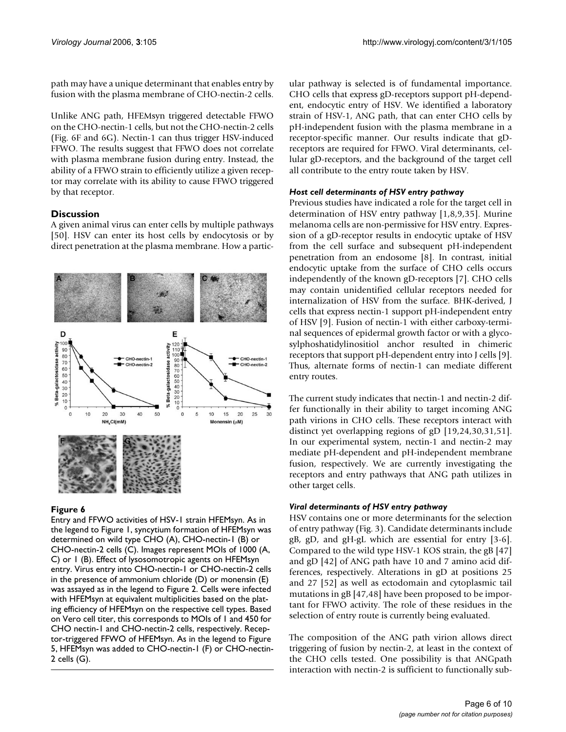path may have a unique determinant that enables entry by fusion with the plasma membrane of CHO-nectin-2 cells.

Unlike ANG path, HFEMsyn triggered detectable FFWO on the CHO-nectin-1 cells, but not the CHO-nectin-2 cells (Fig. 6F and 6G). Nectin-1 can thus trigger HSV-induced FFWO. The results suggest that FFWO does not correlate with plasma membrane fusion during entry. Instead, the ability of a FFWO strain to efficiently utilize a given receptor may correlate with its ability to cause FFWO triggered by that receptor.

## Discussion

A given animal virus can enter cells by multiple pathways [50]. HSV can enter its host cells by endocytosis or by direct penetration at the plasma membrane. How a particular pathway is selected is of fundamental importance. CHO cells that express gD-receptors support pH-dependent, endocytic entry of HSV. We identified a laboratory strain of HSV-1, ANG path, that can enter CHO cells by pH-independent fusion with the plasma membrane in a receptor-specific manner. Our results indicate that gD-receptors are required for FFWO. Viral determinants, cellular gD-receptors, and the background of the target cell all contribute to the entry route taken by HSV.

**Figure 6**

Entry and FFWO activities of HSV-1 strain HFEMsyn. As in the legend to Figure 1, syncytium formation of HFEMsyn was determined on wild type CHO (A), CHO-nectin-1 (B) or CHO-nectin-2 cells (C). Images represent MOIs of 1000 (A, C) or 1 (B). Effect of lysosomotropic agents on HFEMsyn entry. Virus entry into CHO-nectin-1 or CHO-nectin-2 cells in the presence of ammonium chloride (D) or monensin (E) was assayed as in the legend to Figure 2. Cells were infected with HFEMsyn at equivalent multiplicities based on the plating efficiency of HFEMsyn on the respective cell types. Based on Vero cell titer, this corresponds to MOIs of 1 and 450 for CHO nectin-1 and CHO-nectin-2 cells, respectively. Receptor-triggered FFWO of HFEMsyn. As in the legend to Figure 5, HFEMsyn was added to CHO-nectin-1 (F) or CHO-nectin-2 cells (G).

### *Host cell determinants of HSV entry pathway*

Previous studies have indicated a role for the target cell in determination of HSV entry pathway [1,8,9,35]. Murine melanoma cells are non-permissive for HSV entry. Expression of a gD-receptor results in endocytic uptake of HSV from the cell surface and subsequent pH-independent penetration from an endosome [8]. In contrast, initial endocytic uptake from the surface of CHO cells occurs independently of the known gD-receptors [7]. CHO cells may contain unidentified cellular receptors needed for internalization of HSV from the surface. BHK-derived, J cells that express nectin-1 support pH-independent entry of HSV [9]. Fusion of nectin-1 with either carboxy-terminal sequences of epidermal growth factor or with a glycosylphoshatidylinositiol anchor resulted in chimeric receptors that support pH-dependent entry into J cells [9]. Thus, alternate forms of nectin-1 can mediate different entry routes.

The current study indicates that nectin-1 and nectin-2 differ functionally in their ability to target incoming ANG path virions in CHO cells. These receptors interact with distinct yet overlapping regions of gD [19,24,30,31,51]. In our experimental system, nectin-1 and nectin-2 may mediate pH-dependent and pH-independent membrane fusion, respectively. We are currently investigating the receptors and entry pathways that ANG path utilizes in other target cells.

### *Viral determinants of HSV entry pathway*

HSV contains one or more determinants for the selection of entry pathway (Fig. 3). Candidate determinants include gB, gD, and gH-gL which are essential for entry [3-6]. Compared to the wild type HSV-1 KOS strain, the gB [47] and gD [42] of ANG path have 10 and 7 amino acid differences, respectively. Alterations in gD at positions 25 and 27 [52] as well as ectodomain and cytoplasmic tail mutations in gB [47,48] have been proposed to be important for FFWO activity. The role of these residues in the selection of entry route is currently being evaluated.

The composition of the ANG path virion allows direct triggering of fusion by nectin-2, at least in the context of the CHO cells tested. One possibility is that ANGpath interaction with nectin-2 is sufficient to functionally sub-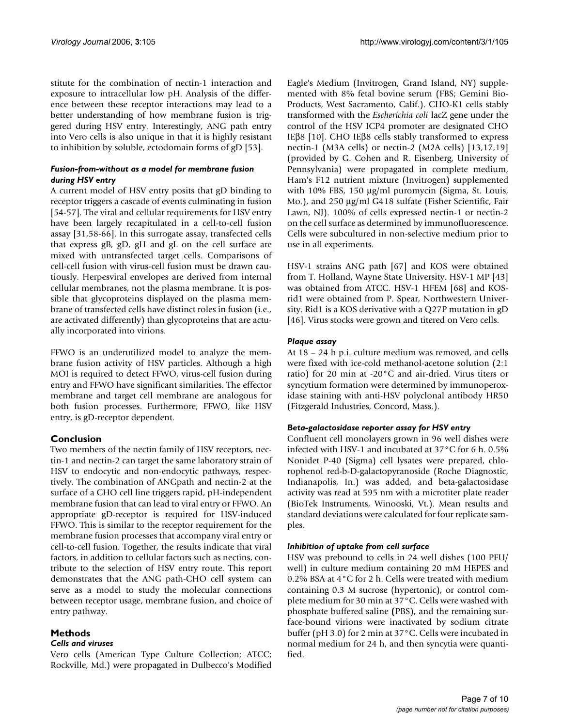stitute for the combination of nectin-1 interaction and exposure to intracellular low pH. Analysis of the difference between these receptor interactions may lead to a better understanding of how membrane fusion is triggered during HSV entry. Interestingly, ANG path entry into Vero cells is also unique in that it is highly resistant to inhibition by soluble, ectodomain forms of gD [53].

### *Fusion-from-without as a model for membrane fusion during HSV entry*

A current model of HSV entry posits that gD binding to receptor triggers a cascade of events culminating in fusion [54-57]. The viral and cellular requirements for HSV entry have been largely recapitulated in a cell-to-cell fusion assay [31,58-66]. In this surrogate assay, transfected cells that express gB, gD, gH and gL on the cell surface are mixed with untransfected target cells. Comparisons of cell-cell fusion with virus-cell fusion must be drawn cautiously. Herpesviral envelopes are derived from internal cellular membranes, not the plasma membrane. It is possible that glycoproteins displayed on the plasma membrane of transfected cells have distinct roles in fusion (i.e., are activated differently) than glycoproteins that are actually incorporated into virions.

FFWO is an underutilized model to analyze the membrane fusion activity of HSV particles. Although a high MOI is required to detect FFWO, virus-cell fusion during entry and FFWO have significant similarities. The effector membrane and target cell membrane are analogous for both fusion processes. Furthermore, FFWO, like HSV entry, is gD-receptor dependent.

## Conclusion

Two members of the nectin family of HSV receptors, nectin-1 and nectin-2 can target the same laboratory strain of HSV to endocytic and non-endocytic pathways, respectively. The combination of ANGpath and nectin-2 at the surface of a CHO cell line triggers rapid, pH-independent membrane fusion that can lead to viral entry or FFWO. An appropriate gD-receptor is required for HSV-induced FFWO. This is similar to the receptor requirement for the membrane fusion processes that accompany viral entry or cell-to-cell fusion. Together, the results indicate that viral factors, in addition to cellular factors such as nectins, contribute to the selection of HSV entry route. This report demonstrates that the ANG path-CHO cell system can serve as a model to study the molecular connections between receptor usage, membrane fusion, and choice of entry pathway.

## Methods

### *Cells and viruses*

Vero cells (American Type Culture Collection; ATCC; Rockville, Md.) were propagated in Dulbecco's Modified Eagle's Medium (Invitrogen, Grand Island, NY) supplemented with 8% fetal bovine serum (FBS; Gemini Bio-Products, West Sacramento, Calif.). CHO-K1 cells stably transformed with the *Escherichia coli* lacZ gene under the control of the HSV ICP4 promoter are designated CHO IEβ8 [10]. CHO IEβ8 cells stably transformed to express nectin-1 (M3A cells) or nectin-2 (M2A cells) [13,17,19] (provided by G. Cohen and R. Eisenberg, University of Pennsylvania) were propagated in complete medium, Ham's F12 nutrient mixture (Invitrogen) supplemented with 10% FBS, 150 μg/ml puromycin (Sigma, St. Louis, Mo.), and 250 μg/ml G418 sulfate (Fisher Scientific, Fair Lawn, NJ). 100% of cells expressed nectin-1 or nectin-2 on the cell surface as determined by immunofluorescence. Cells were subcultured in non-selective medium prior to use in all experiments.

HSV-1 strains ANG path [67] and KOS were obtained from T. Holland, Wayne State University. HSV-1 MP [43] was obtained from ATCC. HSV-1 HFEM [68] and KOS-rid1 were obtained from P. Spear, Northwestern University. Rid1 is a KOS derivative with a Q27P mutation in gD [46]. Virus stocks were grown and titered on Vero cells.

### *Plaque assay*

At 18 – 24 h p.i. culture medium was removed, and cells were fixed with ice-cold methanol-acetone solution (2:1 ratio) for 20 min at -20°C and air-dried. Virus titers or syncytium formation were determined by immunoperoxidase staining with anti-HSV polyclonal antibody HR50 (Fitzgerald Industries, Concord, Mass.).

### *Beta-galactosidase reporter assay for HSV entry*

Confluent cell monolayers grown in 96 well dishes were infected with HSV-1 and incubated at 37°C for 6 h. 0.5% Nonidet P-40 (Sigma) cell lysates were prepared, chlorophenol red-b-D-galactopyranoside (Roche Diagnostic, Indianapolis, In.) was added, and beta-galactosidase activity was read at 595 nm with a microtiter plate reader (BioTek Instruments, Winooski, Vt.). Mean results and standard deviations were calculated for four replicate samples.

### *Inhibition of uptake from cell surface*

HSV was prebound to cells in 24 well dishes (100 PFU/well) in culture medium containing 20 mM HEPES and 0.2% BSA at 4°C for 2 h. Cells were treated with medium containing 0.3 M sucrose (hypertonic), or control complete medium for 30 min at 37°C. Cells were washed with phosphate buffered saline (PBS), and the remaining surface-bound virions were inactivated by sodium citrate buffer (pH 3.0) for 2 min at 37°C. Cells were incubated in normal medium for 24 h, and then syncytia were quantified.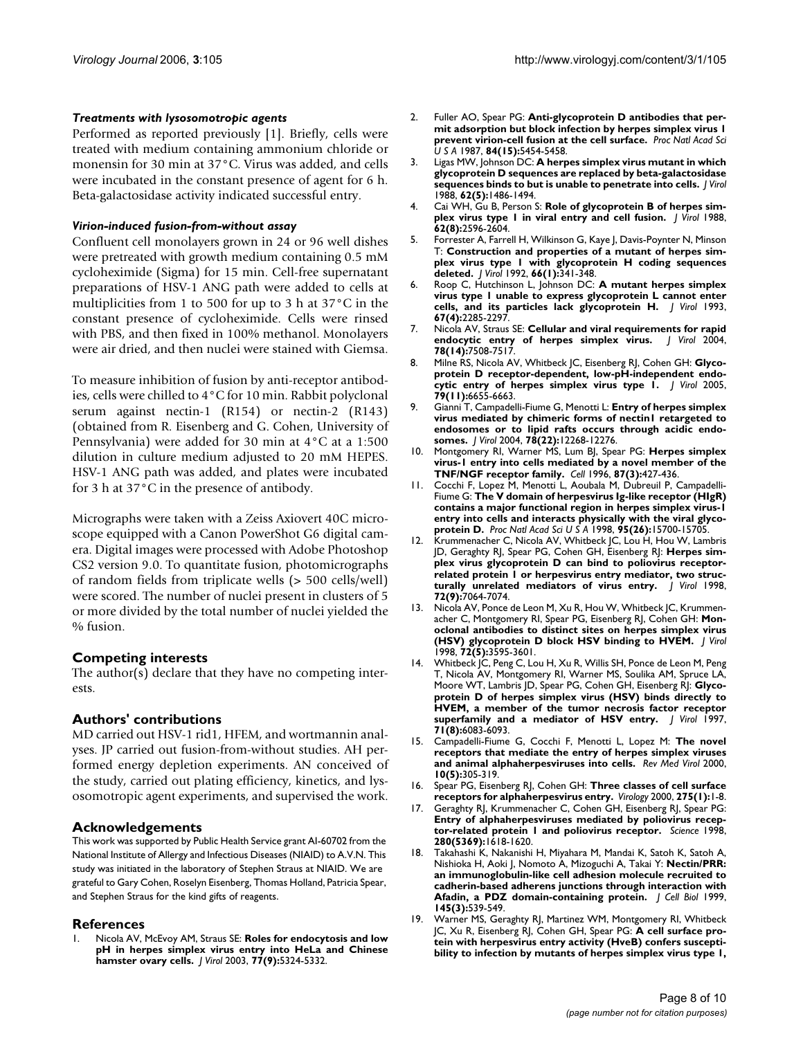#### *Treatments with lysosomotropic agents*

Performed as reported previously [1]. Briefly, cells were treated with medium containing ammonium chloride or monensin for 30 min at 37°C. Virus was added, and cells were incubated in the constant presence of agent for 6 h. Beta-galactosidase activity indicated successful entry.

#### *Virion-induced fusion-from-without assay*

Confluent cell monolayers grown in 24 or 96 well dishes were pretreated with growth medium containing 0.5 mM cycloheximide (Sigma) for 15 min. Cell-free supernatant preparations of HSV-1 ANG path were added to cells at multiplicities from 1 to 500 for up to 3 h at 37°C in the constant presence of cycloheximide. Cells were rinsed with PBS, and then fixed in 100% methanol. Monolayers were air dried, and then nuclei were stained with Giemsa.

To measure inhibition of fusion by anti-receptor antibodies, cells were chilled to 4°C for 10 min. Rabbit polyclonal serum against nectin-1 (R154) or nectin-2 (R143) (obtained from R. Eisenberg and G. Cohen, University of Pennsylvania) were added for 30 min at 4°C at a 1:500 dilution in culture medium adjusted to 20 mM HEPES. HSV-1 ANG path was added, and plates were incubated for 3 h at 37°C in the presence of antibody.

Micrographs were taken with a Zeiss Axiovert 40C microscope equipped with a Canon PowerShot G6 digital camera. Digital images were processed with Adobe Photoshop CS2 version 9.0. To quantitate fusion, photomicrographs of random fields from triplicate wells (> 500 cells/well) were scored. The number of nuclei present in clusters of 5 or more divided by the total number of nuclei yielded the % fusion.

## Competing interests

The author(s) declare that they have no competing interests.

## Authors' contributions

MD carried out HSV-1 rid1, HFEM, and wortmannin analyses. JP carried out fusion-from-without studies. AH performed energy depletion experiments. AN conceived of the study, carried out plating efficiency, kinetics, and lysosomotropic agent experiments, and supervised the work.

## Acknowledgements

This work was supported by Public Health Service grant AI-60702 from the National Institute of Allergy and Infectious Diseases (NIAID) to A.V.N. This study was initiated in the laboratory of Stephen Straus at NIAID. We are grateful to Gary Cohen, Roselyn Eisenberg, Thomas Holland, Patricia Spear, and Stephen Straus for the kind gifts of reagents.

## References

1. Nicola AV, McEvoy AM, Straus SE: **Roles for endocytosis and low pH in herpes simplex virus entry into HeLa and Chinese hamster ovary cells.** *J Virol* 2003, **77(9):**5324-5332.
2. Fuller AO, Spear PG: **Anti-glycoprotein D antibodies that permit adsorption but block infection by herpes simplex virus 1 prevent virion-cell fusion at the cell surface.** *Proc Natl Acad Sci U S A* 1987, **84(15):**5454-5458.
3. Ligas MW, Johnson DC: **A herpes simplex virus mutant in which glycoprotein D sequences are replaced by beta-galactosidase sequences binds to but is unable to penetrate into cells.** *J Virol* 1988, **62(5):**1486-1494.
4. Cai WH, Gu B, Person S: **Role of glycoprotein B of herpes simplex virus type 1 in viral entry and cell fusion.** *J Virol* 1988, **62(8):**2596-2604.
5. Forrester A, Farrell H, Wilkinson G, Kaye J, Davis-Poynter N, Minson T: **Construction and properties of a mutant of herpes simplex virus type 1 with glycoprotein H coding sequences deleted.** *J Virol* 1992, **66(1):**341-348.
6. Roop C, Hutchinson L, Johnson DC: **A mutant herpes simplex virus type 1 unable to express glycoprotein L cannot enter cells, and its particles lack glycoprotein H.** *J Virol* 1993, **67(4):**2285-2297.
7. Nicola AV, Straus SE: **Cellular and viral requirements for rapid endocytic entry of herpes simplex virus.** *J Virol* 2004, **78(14):**7508-7517.
8. Milne RS, Nicola AV, Whitbeck JC, Eisenberg RJ, Cohen GH: **Glycoprotein D receptor-dependent, low-pH-independent endocytic entry of herpes simplex virus type 1.** *J Virol* 2005, **79(11):**6655-6663.
9. Gianni T, Campadelli-Fiume G, Menotti L: **Entry of herpes simplex virus mediated by chimeric forms of nectin1 retargeted to endosomes or to lipid rafts occurs through acidic endosomes.** *J Virol* 2004, **78(22):**12268-12276.
10. Montgomery RI, Warner MS, Lum BJ, Spear PG: **Herpes simplex virus-1 entry into cells mediated by a novel member of the TNF/NGF receptor family.** *Cell* 1996, **87(3):**427-436.
11. Cocchi F, Lopez M, Menotti L, Aoubala M, Dubreuil P, Campadelli-Fiume G: **The V domain of herpesvirus Ig-like receptor (HIgR) contains a major functional region in herpes simplex virus-1 entry into cells and interacts physically with the viral glycoprotein D.** *Proc Natl Acad Sci U S A* 1998, **95(26):**15700-15705.
12. Krummenacher C, Nicola AV, Whitbeck JC, Lou H, Hou W, Lambris JD, Geraghty RJ, Spear PG, Cohen GH, Eisenberg RJ: **Herpes simplex virus glycoprotein D can bind to poliovirus receptor-related protein 1 or herpesvirus entry mediator, two structurally unrelated mediators of virus entry.** *J Virol* 1998, **72(9):**7064-7074.
13. Nicola AV, Ponce de Leon M, Xu R, Hou W, Whitbeck JC, Krummenacher C, Montgomery RI, Spear PG, Eisenberg RJ, Cohen GH: **Monoclonal antibodies to distinct sites on herpes simplex virus (HSV) glycoprotein D block HSV binding to HVEM.** *J Virol* 1998, **72(5):**3595-3601.
14. Whitbeck JC, Peng C, Lou H, Xu R, Willis SH, Ponce de Leon M, Peng T, Nicola AV, Montgomery RI, Warner MS, Soulika AM, Spruce LA, Moore WT, Lambris JD, Spear PG, Cohen GH, Eisenberg RJ: **Glycoprotein D of herpes simplex virus (HSV) binds directly to HVEM, a member of the tumor necrosis factor receptor superfamily and a mediator of HSV entry.** *J Virol* 1997, **71(8):**6083-6093.
15. Campadelli-Fiume G, Cocchi F, Menotti L, Lopez M: **The novel receptors that mediate the entry of herpes simplex viruses and animal alphaherpesviruses into cells.** *Rev Med Virol* 2000, **10(5):**305-319.
16. Spear PG, Eisenberg RJ, Cohen GH: **Three classes of cell surface receptors for alphaherpesvirus entry.** *Virology* 2000, **275(1):**1-8.
17. Geraghty RJ, Krummenacher C, Cohen GH, Eisenberg RJ, Spear PG: **Entry of alphaherpesviruses mediated by poliovirus receptor-related protein 1 and poliovirus receptor.** *Science* 1998, **280(5369):**1618-1620.
18. Takahashi K, Nakanishi H, Miyahara M, Mandai K, Satoh K, Satoh A, Nishioka H, Aoki J, Nomoto A, Mizoguchi A, Takai Y: **Nectin/PRR: an immunoglobulin-like cell adhesion molecule recruited to cadherin-based adherens junctions through interaction with Afadin, a PDZ domain-containing protein.** *J Cell Biol* 1999, **145(3):**539-549.
19. Warner MS, Geraghty RJ, Martinez WM, Montgomery RI, Whitbeck JC, Xu R, Eisenberg RJ, Cohen GH, Spear PG: **A cell surface protein with herpesvirus entry activity (HveB) confers susceptibility to infection by mutants of herpes simplex virus type 1,**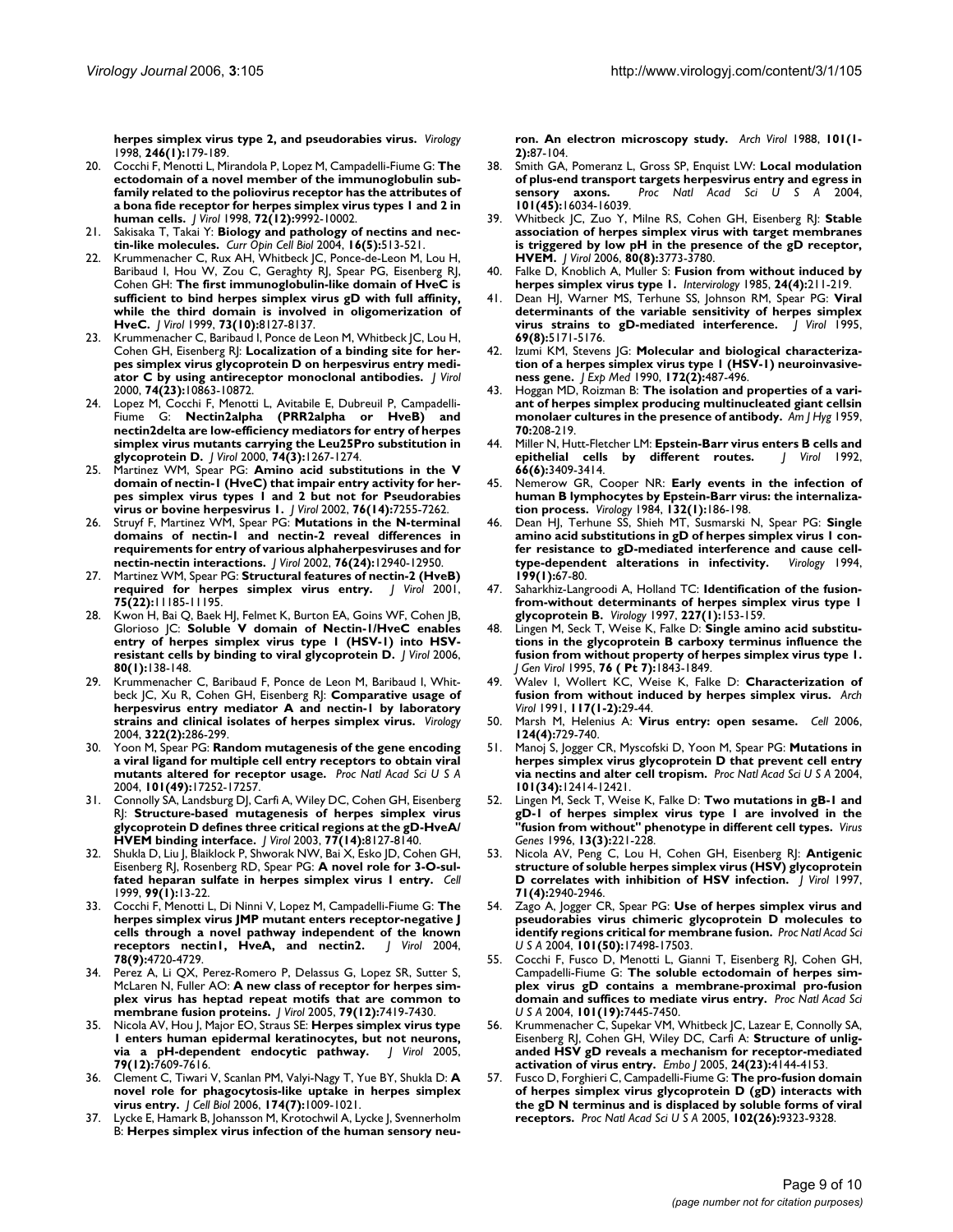**herpes simplex virus type 2, and pseudorabies virus.** *Virology* 1998, **246(1):**179-189.

20. Cocchi F, Menotti L, Mirandola P, Lopez M, Campadelli-Fiume G: **The ectodomain of a novel member of the immunoglobulin subfamily related to the poliovirus receptor has the attributes of a bona fide receptor for herpes simplex virus types 1 and 2 in human cells.** *J Virol* 1998, **72(12):**9992-10002.
21. Sakisaka T, Takai Y: **Biology and pathology of nectins and nectin-like molecules.** *Curr Opin Cell Biol* 2004, **16(5):**513-521.
22. Krummenacher C, Rux AH, Whitbeck JC, Ponce-de-Leon M, Lou H, Baribaud I, Hou W, Zou C, Geraghty RJ, Spear PG, Eisenberg RJ, Cohen GH: **The first immunoglobulin-like domain of HveC is sufficient to bind herpes simplex virus gD with full affinity, while the third domain is involved in oligomerization of HveC.** *J Virol* 1999, **73(10):**8127-8137.
23. Krummenacher C, Baribaud I, Ponce de Leon M, Whitbeck JC, Lou H, Cohen GH, Eisenberg RJ: **Localization of a binding site for herpes simplex virus glycoprotein D on herpesvirus entry mediator C by using antireceptor monoclonal antibodies.** *J Virol* 2000, **74(23):**10863-10872.
24. Lopez M, Cocchi F, Menotti L, Avitabile E, Dubreuil P, Campadelli-Fiume G: **Nectin2alpha (PRR2alpha or HveB) and nectin2delta are low-efficiency mediators for entry of herpes simplex virus mutants carrying the Leu25Pro substitution in glycoprotein D.** *J Virol* 2000, **74(3):**1267-1274.
25. Martinez WM, Spear PG: **Amino acid substitutions in the V domain of nectin-1 (HveC) that impair entry activity for herpes simplex virus types 1 and 2 but not for Pseudorabies virus or bovine herpesvirus 1.** *J Virol* 2002, **76(14):**7255-7262.
26. Struyf F, Martinez WM, Spear PG: **Mutations in the N-terminal domains of nectin-1 and nectin-2 reveal differences in requirements for entry of various alphaherpesviruses and for nectin-nectin interactions.** *J Virol* 2002, **76(24):**12940-12950.
27. Martinez WM, Spear PG: **Structural features of nectin-2 (HveB) required for herpes simplex virus entry.** *J Virol* 2001, **75(22):**11185-11195.
28. Kwon H, Bai Q, Baek HJ, Felmet K, Burton EA, Goins WF, Cohen JB, Glorioso JC: **Soluble V domain of Nectin-1/HveC enables entry of herpes simplex virus type 1 (HSV-1) into HSV-resistant cells by binding to viral glycoprotein D.** *J Virol* 2006, **80(1):**138-148.
29. Krummenacher C, Baribaud F, Ponce de Leon M, Baribaud I, Whitbeck JC, Xu R, Cohen GH, Eisenberg RJ: **Comparative usage of herpesvirus entry mediator A and nectin-1 by laboratory strains and clinical isolates of herpes simplex virus.** *Virology* 2004, **322(2):**286-299.
30. Yoon M, Spear PG: **Random mutagenesis of the gene encoding a viral ligand for multiple cell entry receptors to obtain viral mutants altered for receptor usage.** *Proc Natl Acad Sci U S A* 2004, **101(49):**17252-17257.
31. Connolly SA, Landsburg DJ, Carfi A, Wiley DC, Cohen GH, Eisenberg RJ: **Structure-based mutagenesis of herpes simplex virus glycoprotein D defines three critical regions at the gD-HveA/HVEM binding interface.** *J Virol* 2003, **77(14):**8127-8140.
32. Shukla D, Liu J, Blaiklock P, Shworak NW, Bai X, Esko JD, Cohen GH, Eisenberg RJ, Rosenberg RD, Spear PG: **A novel role for 3-O-sulfated heparan sulfate in herpes simplex virus 1 entry.** *Cell* 1999, **99(1):**13-22.
33. Cocchi F, Menotti L, Di Ninni V, Lopez M, Campadelli-Fiume G: **The herpes simplex virus JMP mutant enters receptor-negative J cells through a novel pathway independent of the known receptors nectin1, HveA, and nectin2.** *J Virol* 2004, **78(9):**4720-4729.
34. Perez A, Li QX, Perez-Romero P, Delassus G, Lopez SR, Sutter S, McLaren N, Fuller AO: **A new class of receptor for herpes simplex virus has heptad repeat motifs that are common to membrane fusion proteins.** *J Virol* 2005, **79(12):**7419-7430.
35. Nicola AV, Hou J, Major EO, Straus SE: **Herpes simplex virus type 1 enters human epidermal keratinocytes, but not neurons, via a pH-dependent endocytic pathway.** *J Virol* 2005, **79(12):**7609-7616.
36. Clement C, Tiwari V, Scanlan PM, Valyi-Nagy T, Yue BY, Shukla D: **A novel role for phagocytosis-like uptake in herpes simplex virus entry.** *J Cell Biol* 2006, **174(7):**1009-1021.
37. Lycke E, Hamark B, Johansson M, Krotochwil A, Lycke J, Svennerholm B: **Herpes simplex virus infection of the human sensory neuron. An electron microscopy study.** *Arch Virol* 1988, **101(1-2):**87-104.
38. Smith GA, Pomeranz L, Gross SP, Enquist LW: **Local modulation of plus-end transport targets herpesvirus entry and egress in sensory axons.** *Proc Natl Acad Sci U S A* 2004, **101(45):**16034-16039.
39. Whitbeck JC, Zuo Y, Milne RS, Cohen GH, Eisenberg RJ: **Stable association of herpes simplex virus with target membranes is triggered by low pH in the presence of the gD receptor, HVEM.** *J Virol* 2006, **80(8):**3773-3780.
40. Falke D, Knoblich A, Muller S: **Fusion from without induced by herpes simplex virus type 1.** *Intervirology* 1985, **24(4):**211-219.
41. Dean HJ, Warner MS, Terhune SS, Johnson RM, Spear PG: **Viral determinants of the variable sensitivity of herpes simplex virus strains to gD-mediated interference.** *J Virol* 1995, **69(8):**5171-5176.
42. Izumi KM, Stevens JG: **Molecular and biological characterization of a herpes simplex virus type 1 (HSV-1) neuroinvasiveness gene.** *J Exp Med* 1990, **172(2):**487-496.
43. Hoggan MD, Roizman B: **The isolation and properties of a variant of herpes simplex producing multinucleated giant cellsin monolaer cultures in the presence of antibody.** *Am J Hyg* 1959, **70:**208-219.
44. Miller N, Hutt-Fletcher LM: **Epstein-Barr virus enters B cells and epithelial cells by different routes.** *J Virol* 1992, **66(6):**3409-3414.
45. Nemerow GR, Cooper NR: **Early events in the infection of human B lymphocytes by Epstein-Barr virus: the internalization process.** *Virology* 1984, **132(1):**186-198.
46. Dean HJ, Terhune SS, Shieh MT, Susmarski N, Spear PG: **Single amino acid substitutions in gD of herpes simplex virus 1 confer resistance to gD-mediated interference and cause cell-type-dependent alterations in infectivity.** *Virology* 1994, **199(1):**67-80.
47. Saharkhiz-Langroodi A, Holland TC: **Identification of the fusion-from-without determinants of herpes simplex virus type 1 glycoprotein B.** *Virology* 1997, **227(1):**153-159.
48. Lingen M, Seck T, Weise K, Falke D: **Single amino acid substitutions in the glycoprotein B carboxy terminus influence the fusion from without property of herpes simplex virus type 1.** *J Gen Virol* 1995, **76 ( Pt 7):**1843-1849.
49. Walev I, Wollert KC, Weise K, Falke D: **Characterization of fusion from without induced by herpes simplex virus.** *Arch Virol* 1991, **117(1-2):**29-44.
50. Marsh M, Helenius A: **Virus entry: open sesame.** *Cell* 2006, **124(4):**729-740.
51. Manoj S, Jogger CR, Myscofski D, Yoon M, Spear PG: **Mutations in herpes simplex virus glycoprotein D that prevent cell entry via nectins and alter cell tropism.** *Proc Natl Acad Sci U S A* 2004, **101(34):**12414-12421.
52. Lingen M, Seck T, Weise K, Falke D: **Two mutations in gB-1 and gD-1 of herpes simplex virus type 1 are involved in the "fusion from without" phenotype in different cell types.** *Virus Genes* 1996, **13(3):**221-228.
53. Nicola AV, Peng C, Lou H, Cohen GH, Eisenberg RJ: **Antigenic structure of soluble herpes simplex virus (HSV) glycoprotein D correlates with inhibition of HSV infection.** *J Virol* 1997, **71(4):**2940-2946.
54. Zago A, Jogger CR, Spear PG: **Use of herpes simplex virus and pseudorabies virus chimeric glycoprotein D molecules to identify regions critical for membrane fusion.** *Proc Natl Acad Sci U S A* 2004, **101(50):**17498-17503.
55. Cocchi F, Fusco D, Menotti L, Gianni T, Eisenberg RJ, Cohen GH, Campadelli-Fiume G: **The soluble ectodomain of herpes simplex virus gD contains a membrane-proximal pro-fusion domain and suffices to mediate virus entry.** *Proc Natl Acad Sci U S A* 2004, **101(19):**7445-7450.
56. Krummenacher C, Supekar VM, Whitbeck JC, Lazear E, Connolly SA, Eisenberg RJ, Cohen GH, Wiley DC, Carfi A: **Structure of unliganded HSV gD reveals a mechanism for receptor-mediated activation of virus entry.** *Embo J* 2005, **24(23):**4144-4153.
57. Fusco D, Forghieri C, Campadelli-Fiume G: **The pro-fusion domain of herpes simplex virus glycoprotein D (gD) interacts with the gD N terminus and is displaced by soluble forms of viral receptors.** *Proc Natl Acad Sci U S A* 2005, **102(26):**9323-9328.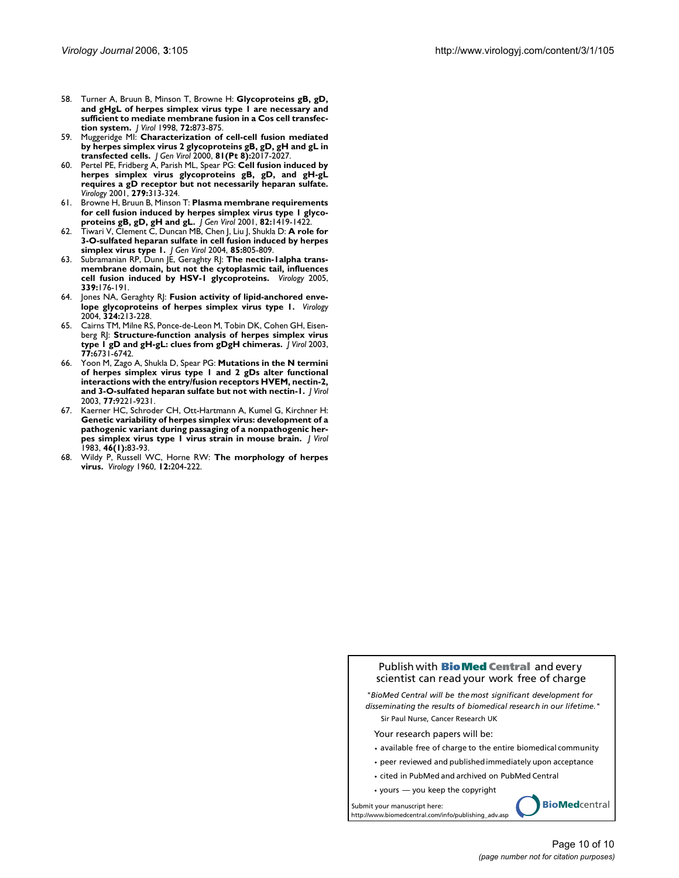58. Turner A, Bruun B, Minson T, Browne H: **Glycoproteins gB, gD, and gHgL of herpes simplex virus type 1 are necessary and sufficient to mediate membrane fusion in a Cos cell transfection system.** *J Virol* 1998, **72:**873-875.
59. Muggeridge MI: **Characterization of cell-cell fusion mediated by herpes simplex virus 2 glycoproteins gB, gD, gH and gL in transfected cells.** *J Gen Virol* 2000, **81(Pt 8):**2017-2027.
60. Pertel PE, Fridberg A, Parish ML, Spear PG: **Cell fusion induced by herpes simplex virus glycoproteins gB, gD, and gH-gL requires a gD receptor but not necessarily heparan sulfate.** *Virology* 2001, **279:**313-324.
61. Browne H, Bruun B, Minson T: **Plasma membrane requirements for cell fusion induced by herpes simplex virus type 1 glycoproteins gB, gD, gH and gL.** *J Gen Virol* 2001, **82:**1419-1422.
62. Tiwari V, Clement C, Duncan MB, Chen J, Liu J, Shukla D: **A role for 3-O-sulfated heparan sulfate in cell fusion induced by herpes simplex virus type 1.** *J Gen Virol* 2004, **85:**805-809.
63. Subramanian RP, Dunn JE, Geraghty RJ: **The nectin-1alpha transmembrane domain, but not the cytoplasmic tail, influences cell fusion induced by HSV-1 glycoproteins.** *Virology* 2005, **339:**176-191.
64. Jones NA, Geraghty RJ: **Fusion activity of lipid-anchored envelope glycoproteins of herpes simplex virus type 1.** *Virology* 2004, **324:**213-228.
65. Cairns TM, Milne RS, Ponce-de-Leon M, Tobin DK, Cohen GH, Eisenberg RJ: **Structure-function analysis of herpes simplex virus type 1 gD and gH-gL: clues from gDgH chimeras.** *J Virol* 2003, **77:**6731-6742.
66. Yoon M, Zago A, Shukla D, Spear PG: **Mutations in the N termini of herpes simplex virus type 1 and 2 gDs alter functional interactions with the entry/fusion receptors HVEM, nectin-2, and 3-O-sulfated heparan sulfate but not with nectin-1.** *J Virol* 2003, **77:**9221-9231.
67. Kaerner HC, Schroder CH, Ott-Hartmann A, Kumel G, Kirchner H: **Genetic variability of herpes simplex virus: development of a pathogenic variant during passaging of a nonpathogenic herpes simplex virus type 1 virus strain in mouse brain.** *J Virol* 1983, **46(1):**83-93.
68. Wildy P, Russell WC, Horne RW: **The morphology of herpes virus.** *Virology* 1960, **12:**204-222.

Publish with **BioMed Central** and every scientist can read your work free of charge

*"BioMed Central will be the most significant development for disseminating the results of biomedical research in our lifetime."*

Sir Paul Nurse, Cancer Research UK

Your research papers will be:

- available free of charge to the entire biomedical community
- peer reviewed and published immediately upon acceptance
- cited in PubMed and archived on PubMed Central
- yours — you keep the copyright

Submit your manuscript here:
http://www.biomedcentral.com/info/publishing_adv.asp

BioMedcentral